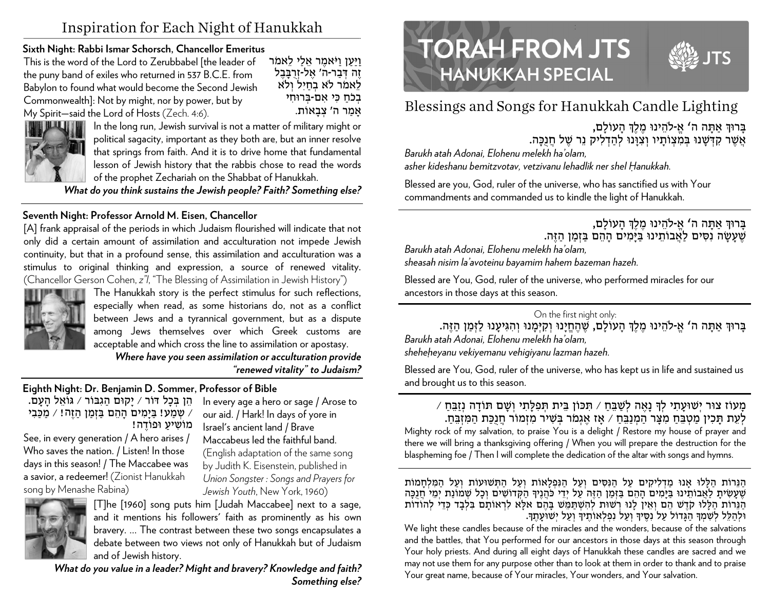# Inspiration for Each Night of Hanukkah

**Sixth Night: Rabbi Ismar Schorsch, Chancellor Emeritus**

וַיַּעַן וַיֹּאמֶר אֵלַי לֵאמֹר זֶה דְּבַר-ה' אֶל-זְרֻבָּבֶל לֵאמֹר לֹא בְחַיִל וְלֹא בְכֹחַ כִּי אִם-בְּרוּחִי אָמַר ה' צְבָאוֹת.

This is the word of the Lord to Zerubbabel [the leader of the puny band of exiles who returned in 537 B.C.E. from Babylon to found what would become the Second Jewish Commonwealth]: Not by might, nor by power, but by My Spirit—said the Lord of Hosts (Zech. 4:6).

In the long run, Jewish survival is not a matter of military might or political sagacity, important as they both are, but an inner resolve that springs from faith. And it is to drive home that fundamental lesson of Jewish history that the rabbis chose to read the words of the prophet Zechariah on the Shabbat of Hanukkah.

***What do you think sustains the Jewish people? Faith? Something else?***

**Seventh Night: Professor Arnold M. Eisen, Chancellor**

[A] frank appraisal of the periods in which Judaism flourished will indicate that not only did a certain amount of assimilation and acculturation not impede Jewish continuity, but that in a profound sense, this assimilation and acculturation was a stimulus to original thinking and expression, a source of renewed vitality. (Chancellor Gerson Cohen, *z"l*, "The Blessing of Assimilation in Jewish History")

The Hanukkah story is the perfect stimulus for such reflections, especially when read, as some historians do, not as a conflict between Jews and a tyrannical government, but as a dispute among Jews themselves over which Greek customs are acceptable and which cross the line to assimilation or apostasy.

***Where have you seen assimilation or acculturation provide "renewed vitality" to Judaism?***

**Eighth Night: Dr. Benjamin D. Sommer, Professor of Bible**

הֵן בְּכָל דּוֹר / יָקוּם הַגִּבּוֹר / גּוֹאֵל הָעָם. / שְׁמַע! בַּיָּמִים הָהֵם בַּזְּמַן הַזֶּה! / מַכַּבִּי מוֹשִׁיעַ וּפוֹדֶה!

See, in every generation / A hero arises / Who saves the nation. / Listen! In those days in this season! / The Maccabee was a savior, a redeemer! (Zionist Hanukkah song by Menashe Rabina)

In every age a hero or sage / Arose to our aid. / Hark! In days of yore in Israel's ancient land / Brave Maccabeus led the faithful band. (English adaptation of the same song by Judith K. Eisenstein, published in *Union Songster: Songs and Prayers for Jewish Youth*, New York, 1960)

[T]he [1960] song puts him [Judah Maccabee] next to a sage, and it mentions his followers' faith as prominently as his own bravery. … The contrast between these two songs encapsulates a debate between two views not only of Hanukkah but of Judaism and of Jewish history.

***What do you value in a leader? Might and bravery? Knowledge and faith? Something else?***

# TORAH FROM JTS
## HANUKKAH SPECIAL

JTS

## Blessings and Songs for Hanukkah Candle Lighting

בָּרוּךְ אַתָּה ה' אֱ-לֹהֵינוּ מֶלֶךְ הָעוֹלָם,
אֲשֶׁר קִדְּשָׁנוּ בְּמִצְוֹתָיו וְצִוָּנוּ לְהַדְלִיק נֵר שֶׁל חֲנֻכָּה.

*Barukh atah Adonai, Elohenu melekh ha'olam,*
*asher kideshanu bemitzvotav, vetzivanu lehadlik ner shel Ḥanukkah.*

Blessed are you, God, ruler of the universe, who has sanctified us with Your commandments and commanded us to kindle the light of Hanukkah.

בָּרוּךְ אַתָּה ה' אֱ-לֹהֵינוּ מֶלֶךְ הָעוֹלָם,
שֶׁעָשָׂה נִסִּים לַאֲבוֹתֵינוּ בַּיָּמִים הָהֵם בַּזְּמַן הַזֶּה.

*Barukh atah Adonai, Elohenu melekh ha'olam,*
*sheasah nisim la'avoteinu bayamim hahem bazeman hazeh.*

Blessed are You, God, ruler of the universe, who performed miracles for our ancestors in those days at this season.

On the first night only:

בָּרוּךְ אַתָּה ה' אֱ-לֹהֵינוּ מֶלֶךְ הָעוֹלָם, שֶׁהֶחֱיָנוּ וְקִיְּמָנוּ וְהִגִּיעָנוּ לַזְּמַן הַזֶּה.

*Barukh atah Adonai, Elohenu melekh ha'olam,*
*sheheḥeyanu vekiyemanu vehigiyanu lazman hazeh.*

Blessed are You, God, ruler of the universe, who has kept us in life and sustained us and brought us to this season.

מָעוֹז צוּר יְשׁוּעָתִי לְךָ נָאֶה לְשַׁבֵּחַ / תִּכּוֹן בֵּית תְּפִלָּתִי וְשָׁם תּוֹדָה נְזַבֵּחַ / לְעֵת תָּכִין מַטְבֵּחַ מִצָּר הַמְנַבֵּחַ / אָז אֶגְמוֹר בְּשִׁיר מִזְמוֹר חֲנֻכַּת הַמִּזְבֵּחַ.

Mighty rock of my salvation, to praise You is a delight / Restore my house of prayer and there we will bring a thanksgiving offering / When you will prepare the destruction for the blaspheming foe / Then I will complete the dedication of the altar with songs and hymns.

הַנֵּרוֹת הַלָּלוּ אָנוּ מַדְלִיקִים עַל הַנִּסִּים וְעַל הַנִּפְלָאוֹת וְעַל הַתְּשׁוּעוֹת וְעַל הַמִּלְחָמוֹת שֶׁעָשִׂיתָ לַאֲבוֹתֵינוּ בַּיָּמִים הָהֵם בַּזְּמַן הַזֶּה עַל יְדֵי כֹּהֲנֶיךָ הַקְּדוֹשִׁים וְכָל שְׁמוֹנַת יְמֵי חֲנֻכָּה הַנֵּרוֹת הַלָּלוּ קֹדֶשׁ הֵם וְאֵין לָנוּ רְשׁוּת לְהִשְׁתַּמֵּשׁ בָּהֶם אֶלָּא לִרְאוֹתָם בִּלְבָד כְּדֵי לְהוֹדוֹת וּלְהַלֵּל לְשִׁמְךָ הַגָּדוֹל עַל נִסֶּיךָ וְעַל נִפְלְאוֹתֶיךָ וְעַל יְשׁוּעָתֶךָ.

We light these candles because of the miracles and the wonders, because of the salvations and the battles, that You performed for our ancestors in those days at this season through Your holy priests. And during all eight days of Hanukkah these candles are sacred and we may not use them for any purpose other than to look at them in order to thank and to praise Your great name, because of Your miracles, Your wonders, and Your salvation.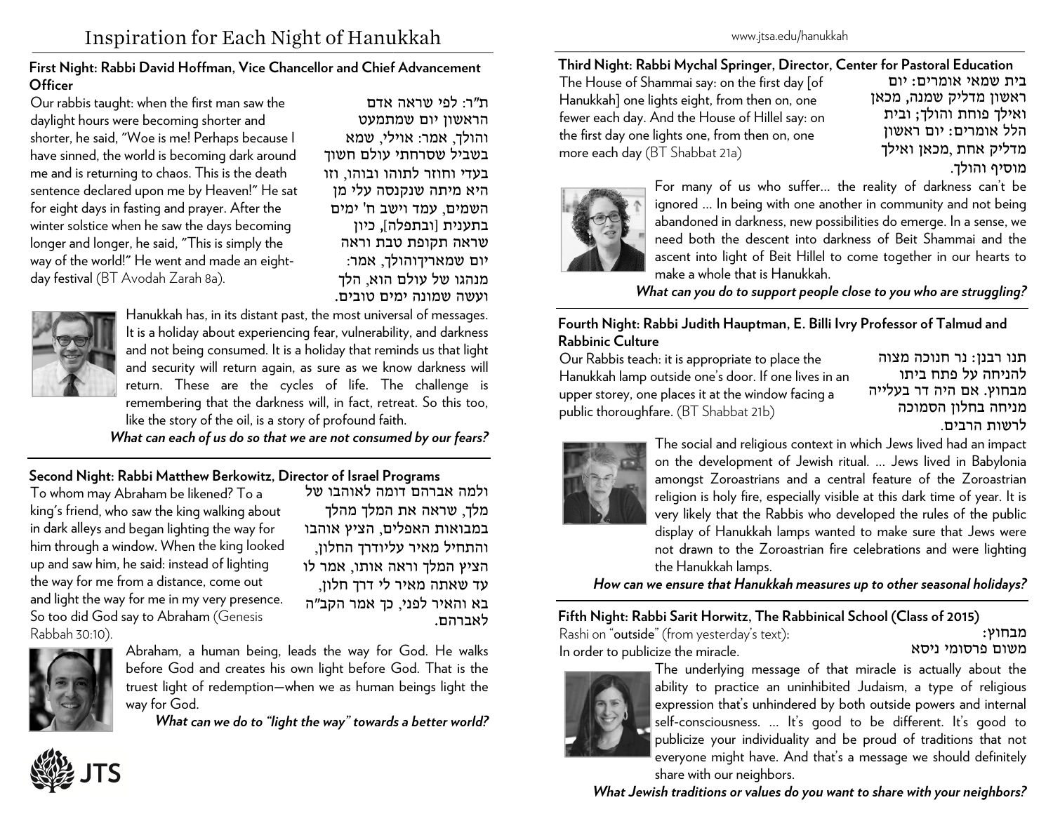# Inspiration for Each Night of Hanukkah

www.jtsa.edu/hanukkah

## First Night: Rabbi David Hoffman, Vice Chancellor and Chief Advancement Officer

Our rabbis taught: when the first man saw the daylight hours were becoming shorter and shorter, he said, "Woe is me! Perhaps because I have sinned, the world is becoming dark around me and is returning to chaos. This is the death sentence declared upon me by Heaven!" He sat for eight days in fasting and prayer. After the winter solstice when he saw the days becoming longer and longer, he said, "This is simply the way of the world!" He went and made an eight-day festival (BT Avodah Zarah 8a).

ת"ר: לפי שראה אדם הראשון יום שמתמעט והולך, אמר: אוילי, שמא בשביל שסרחתי עולם חשוך בעדי וחוזר לתוהו ובוהו, וזו היא מיתה שנקנסה עלי מן השמים, עמד וישב ח' ימים בתענית [ובתפלה], כיון שראה תקופת טבת וראה יום שמאריךוהולך, אמר: מנהגו של עולם הוא, הלך ועשה שמונה ימים טובים.

Hanukkah has, in its distant past, the most universal of messages. It is a holiday about experiencing fear, vulnerability, and darkness and not being consumed. It is a holiday that reminds us that light and security will return again, as sure as we know darkness will return. These are the cycles of life. The challenge is remembering that the darkness will, in fact, retreat. So this too, like the story of the oil, is a story of profound faith.

***What can each of us do so that we are not consumed by our fears?***

## Second Night: Rabbi Matthew Berkowitz, Director of Israel Programs

To whom may Abraham be likened? To a king's friend, who saw the king walking about in dark alleys and began lighting the way for him through a window. When the king looked up and saw him, he said: instead of lighting the way for me from a distance, come out and light the way for me in my very presence. So too did God say to Abraham (Genesis Rabbah 30:10).

ולמה אברהם דומה לאוהבו של מלך, שראה את המלך מהלך במבואות האפלים, הציץ אוהבו והתחיל מאיר עליודרך החלון, הציץ המלך וראה אותו, אמר לו עד שאתה מאיר לי דרך חלון, בא והאיר לפני, כך אמר הקב"ה לאברהם.

Abraham, a human being, leads the way for God. He walks before God and creates his own light before God. That is the truest light of redemption—when we as human beings light the way for God.

***What can we do to "light the way" towards a better world?***

JTS

## Third Night: Rabbi Mychal Springer, Director, Center for Pastoral Education

The House of Shammai say: on the first day [of Hanukkah] one lights eight, from then on, one fewer each day. And the House of Hillel say: on the first day one lights one, from then on, one more each day (BT Shabbat 21a)

בית שמאי אומרים: יום ראשון מדליק שמנה, מכאן ואילך פוחת והולך; ובית הלל אומרים: יום ראשון מדליק אחת ,מכאן ואילך מוסיף והולך.

For many of us who suffer… the reality of darkness can't be ignored … In being with one another in community and not being abandoned in darkness, new possibilities do emerge. In a sense, we need both the descent into darkness of Beit Shammai and the ascent into light of Beit Hillel to come together in our hearts to make a whole that is Hanukkah.

***What can you do to support people close to you who are struggling?***

## Fourth Night: Rabbi Judith Hauptman, E. Billi Ivry Professor of Talmud and Rabbinic Culture

Our Rabbis teach: it is appropriate to place the Hanukkah lamp outside one's door. If one lives in an upper storey, one places it at the window facing a public thoroughfare. (BT Shabbat 21b)

תנו רבנן: נר חנוכה מצוה להניחה על פתח ביתו מבחוץ. אם היה דר בעלייה מניחה בחלון הסמוכה לרשות הרבים.

The social and religious context in which Jews lived had an impact on the development of Jewish ritual. … Jews lived in Babylonia amongst Zoroastrians and a central feature of the Zoroastrian religion is holy fire, especially visible at this dark time of year. It is very likely that the Rabbis who developed the rules of the public display of Hanukkah lamps wanted to make sure that Jews were not drawn to the Zoroastrian fire celebrations and were lighting the Hanukkah lamps.

***How can we ensure that Hanukkah measures up to other seasonal holidays?***

## Fifth Night: Rabbi Sarit Horwitz, The Rabbinical School (Class of 2015)

Rashi on "**outside**" (from yesterday's text):
In order to publicize the miracle.

מבחוץ:
משום פרסומי ניסא

The underlying message of that miracle is actually about the ability to practice an uninhibited Judaism, a type of religious expression that's unhindered by both outside powers and internal self-consciousness. … It's good to be different. It's good to publicize your individuality and be proud of traditions that not everyone might have. And that's a message we should definitely share with our neighbors.

***What Jewish traditions or values do you want to share with your neighbors?***